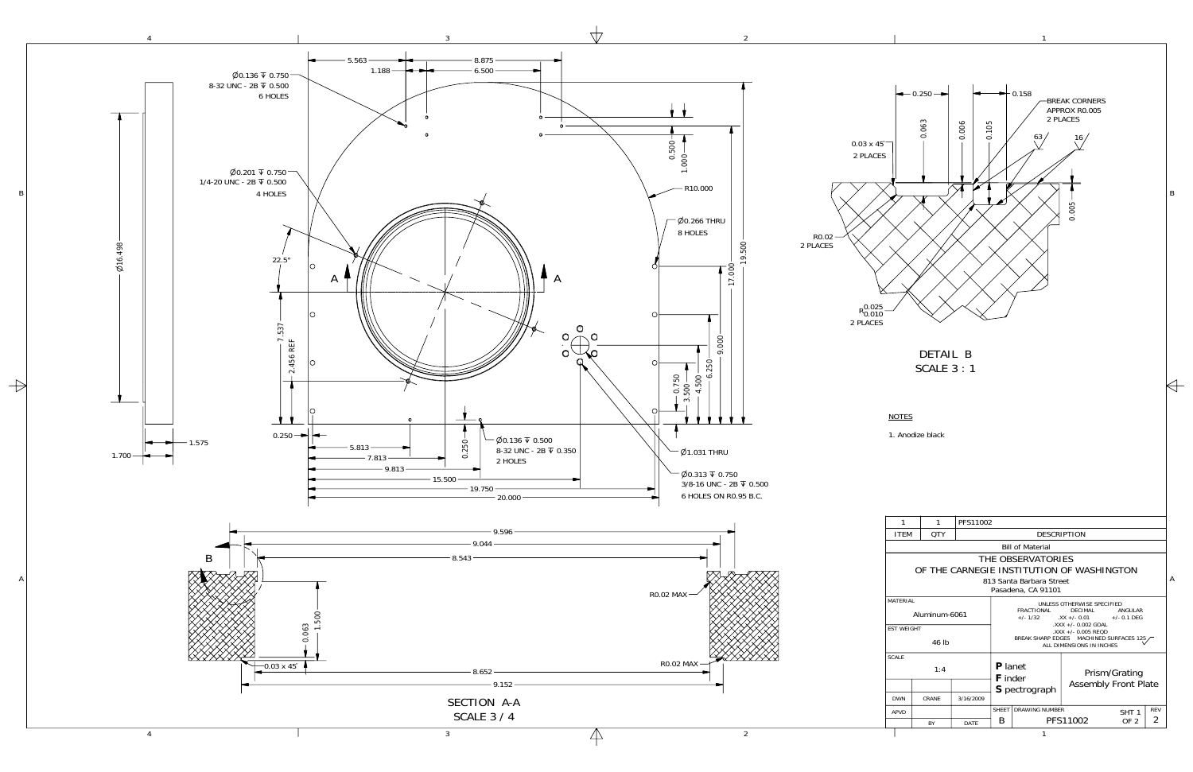## NOTES

1. Anodize black

## DETAIL B
SCALE 3 : 1

## SECTION A-A
SCALE 3 / 4

Ø0.136 ⊽ 0.750
8-32 UNC - 2B ⊽ 0.500
6 HOLES

Ø0.201 ⊽ 0.750
1/4-20 UNC - 2B ⊽ 0.500
4 HOLES

Ø0.266 THRU
8 HOLES

Ø0.136 ⊽ 0.500
8-32 UNC - 2B ⊽ 0.350
2 HOLES

Ø1.031 THRU

Ø0.313 ⊽ 0.750
3/8-16 UNC - 2B ⊽ 0.500
6 HOLES ON R0.95 B.C.

BREAK CORNERS
APPROX R0.005
2 PLACES

| 1 | 1 | PFS11002 |
|---|---|---|
| ITEM | QTY | DESCRIPTION |
| | | Bill of Material |

THE OBSERVATORIES
OF THE CARNEGIE INSTITUTION OF WASHINGTON
813 Santa Barbara Street
Pasadena, CA 91101

| | |
|---|---|
| MATERIAL | Aluminum-6061 |
| EST WEIGHT | 46 lb |
| SCALE | 1:4 |
| DWN | CRANE 3/16/2009 |
| APVD | |

UNLESS OTHERWISE SPECIFIED
FRACTIONAL +/- 1/32; DECIMAL .XX +/- 0.01, .XXX +/- 0.002 GOAL, .XXX +/- 0.005 REQD; ANGULAR +/- 0.1 DEG
BREAK SHARP EDGES; MACHINED SURFACES 125
ALL DIMENSIONS IN INCHES

**P**lanet **F**inder **S**pectrograph — Prism/Grating Assembly Front Plate

| SHEET | DRAWING NUMBER | | REV |
|---|---|---|---|
| B | PFS11002 | SHT 1 OF 2 | 2 |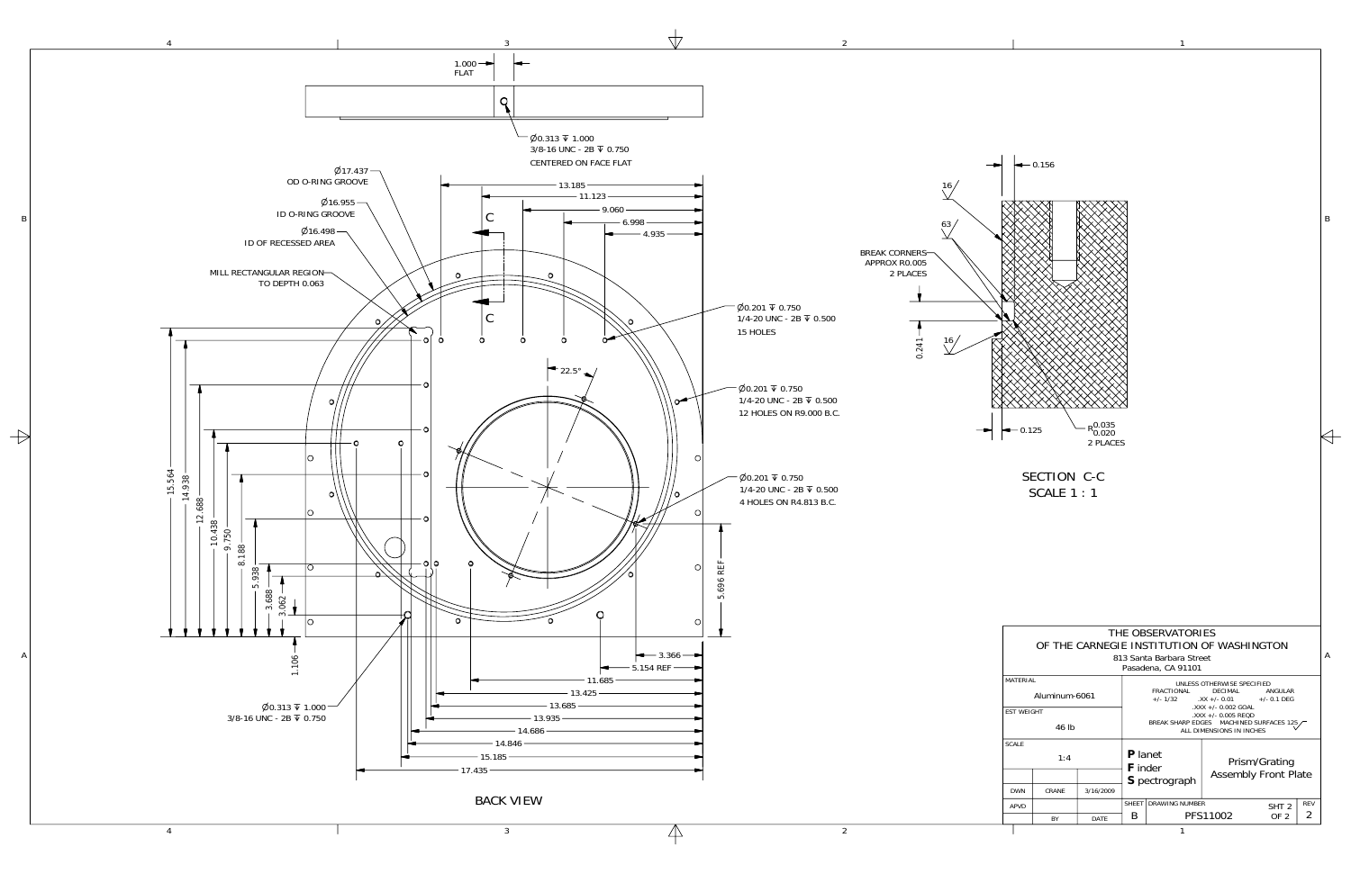1.000 FLAT

Ø0.313 ↧ 1.000
3/8-16 UNC - 2B ↧ 0.750
CENTERED ON FACE FLAT

Ø17.437
OD O-RING GROOVE

Ø16.955
ID O-RING GROOVE

Ø16.498
ID OF RECESSED AREA

MILL RECTANGULAR REGION
TO DEPTH 0.063

13.185
11.123
9.060
6.998
4.935

C
C

Ø0.201 ↧ 0.750
1/4-20 UNC - 2B ↧ 0.500
15 HOLES

22.5°

Ø0.201 ↧ 0.750
1/4-20 UNC - 2B ↧ 0.500
12 HOLES ON R9.000 B.C.

Ø0.201 ↧ 0.750
1/4-20 UNC - 2B ↧ 0.500
4 HOLES ON R4.813 B.C.

15.564
14.938
12.688
10.438
9.750
8.188
5.938
3.688
3.062
1.106

5.696 REF

Ø0.313 ↧ 1.000
3/8-16 UNC - 2B ↧ 0.750

3.366
5.154 REF
11.685
13.425
13.685
13.935
14.686
14.846
15.185
17.435

BACK VIEW

0.156
16
63
BREAK CORNERS
APPROX R0.005
2 PLACES
0.241
16
0.125
R0.035/0.020
2 PLACES

SECTION C-C
SCALE 1 : 1

THE OBSERVATORIES
OF THE CARNEGIE INSTITUTION OF WASHINGTON
813 Santa Barbara Street
Pasadena, CA 91101

| | | | | |
|---|---|---|---|---|
| MATERIAL: Aluminum-6061 | | | UNLESS OTHERWISE SPECIFIED<br>FRACTIONAL +/- 1/32; DECIMAL .XX +/- 0.01, .XXX +/- 0.002 GOAL, .XXX +/- 0.005 REQD; ANGULAR +/- 0.1 DEG<br>BREAK SHARP EDGES; MACHINED SURFACES 125<br>ALL DIMENSIONS IN INCHES | |
| EST WEIGHT: 46 lb | | | | |
| SCALE: 1:4 | | | **P**lanet **F**inder **S**pectrograph | Prism/Grating Assembly Front Plate |
| DWN | CRANE | 3/16/2009 | | |
| APVD | | | SHEET B; DRAWING NUMBER PFS11002 | SHT 2 OF 2; REV 2 |
| | BY | DATE | | |